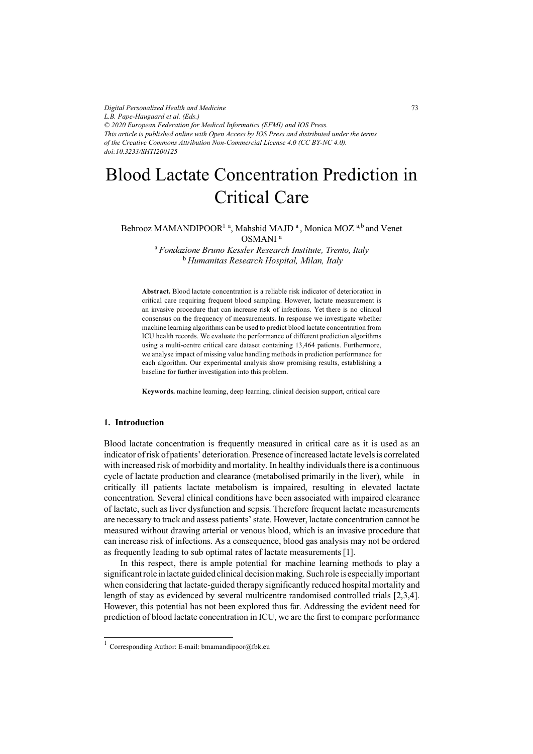*Digital Personalized Health and Medicine*
*L.B. Pape-Haugaard et al. (Eds.)*
*© 2020 European Federation for Medical Informatics (EFMI) and IOS Press.*
*This article is published online with Open Access by IOS Press and distributed under the terms of the Creative Commons Attribution Non-Commercial License 4.0 (CC BY-NC 4.0).*
*doi:10.3233/SHTI200125*

# Blood Lactate Concentration Prediction in Critical Care

Behrooz MAMANDIPOOR[1] [a], Mahshid MAJD [a], Monica MOZ [a,b] and Venet OSMANI [a]

[a] *Fondazione Bruno Kessler Research Institute, Trento, Italy*
[b] *Humanitas Research Hospital, Milan, Italy*

**Abstract.** Blood lactate concentration is a reliable risk indicator of deterioration in critical care requiring frequent blood sampling. However, lactate measurement is an invasive procedure that can increase risk of infections. Yet there is no clinical consensus on the frequency of measurements. In response we investigate whether machine learning algorithms can be used to predict blood lactate concentration from ICU health records. We evaluate the performance of different prediction algorithms using a multi-centre critical care dataset containing 13,464 patients. Furthermore, we analyse impact of missing value handling methods in prediction performance for each algorithm. Our experimental analysis show promising results, establishing a baseline for further investigation into this problem.

**Keywords.** machine learning, deep learning, clinical decision support, critical care

## 1. Introduction

Blood lactate concentration is frequently measured in critical care as it is used as an indicator of risk of patients' deterioration. Presence of increased lactate levels is correlated with increased risk of morbidity and mortality. In healthy individuals there is a continuous cycle of lactate production and clearance (metabolised primarily in the liver), while in critically ill patients lactate metabolism is impaired, resulting in elevated lactate concentration. Several clinical conditions have been associated with impaired clearance of lactate, such as liver dysfunction and sepsis. Therefore frequent lactate measurements are necessary to track and assess patients' state. However, lactate concentration cannot be measured without drawing arterial or venous blood, which is an invasive procedure that can increase risk of infections. As a consequence, blood gas analysis may not be ordered as frequently leading to sub optimal rates of lactate measurements [1].

In this respect, there is ample potential for machine learning methods to play a significant role in lactate guided clinical decision making. Such role is especially important when considering that lactate-guided therapy significantly reduced hospital mortality and length of stay as evidenced by several multicentre randomised controlled trials [2,3,4]. However, this potential has not been explored thus far. Addressing the evident need for prediction of blood lactate concentration in ICU, we are the first to compare performance

[1] Corresponding Author: E-mail: bmamandipoor@fbk.eu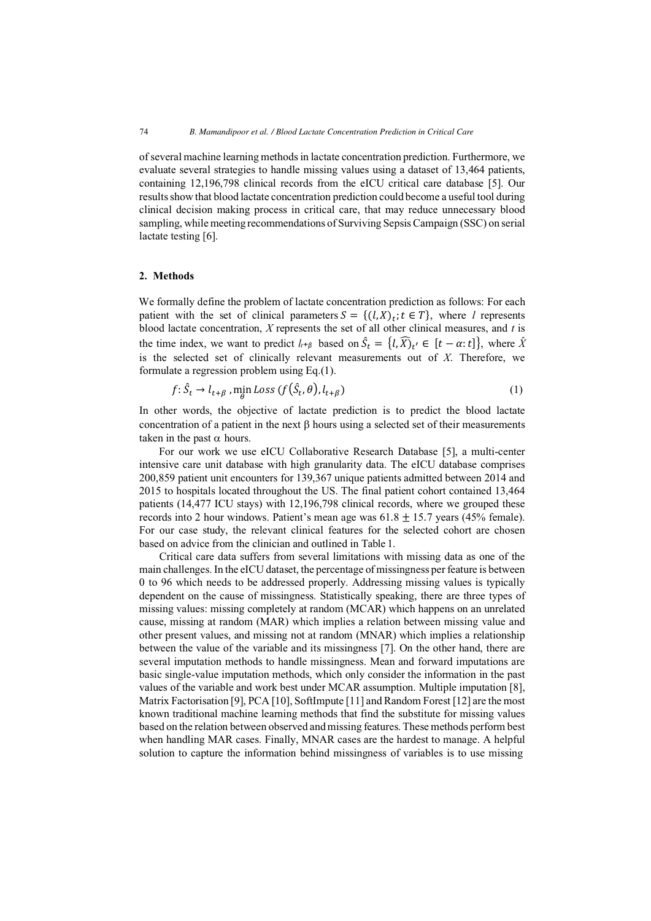of several machine learning methods in lactate concentration prediction. Furthermore, we evaluate several strategies to handle missing values using a dataset of 13,464 patients, containing 12,196,798 clinical records from the eICU critical care database [5]. Our results show that blood lactate concentration prediction could become a useful tool during clinical decision making process in critical care, that may reduce unnecessary blood sampling, while meeting recommendations of Surviving Sepsis Campaign (SSC) on serial lactate testing [6].

## 2. Methods

We formally define the problem of lactate concentration prediction as follows: For each patient with the set of clinical parameters $S = \{(l, X)_t; t \in T\}$, where $l$ represents blood lactate concentration, $X$ represents the set of all other clinical measures, and $t$ is the time index, we want to predict $l_{t+\beta}$ based on $\hat{S}_t = \{l, \widehat{X})_{t'} \in [t - \alpha : t]\}$, where $\hat{X}$ is the selected set of clinically relevant measurements out of $X$. Therefore, we formulate a regression problem using Eq.(1).

$$f: \hat{S}_t \rightarrow l_{t+\beta}, \min_{\theta} Loss\left(f(\hat{S}_t, \theta), l_{t+\beta}\right) \quad (1)$$

In other words, the objective of lactate prediction is to predict the blood lactate concentration of a patient in the next $\beta$ hours using a selected set of their measurements taken in the past $\alpha$ hours.

For our work we use eICU Collaborative Research Database [5], a multi-center intensive care unit database with high granularity data. The eICU database comprises 200,859 patient unit encounters for 139,367 unique patients admitted between 2014 and 2015 to hospitals located throughout the US. The final patient cohort contained 13,464 patients (14,477 ICU stays) with 12,196,798 clinical records, where we grouped these records into 2 hour windows. Patient's mean age was $61.8 \pm 15.7$ years (45% female). For our case study, the relevant clinical features for the selected cohort are chosen based on advice from the clinician and outlined in Table 1.

Critical care data suffers from several limitations with missing data as one of the main challenges. In the eICU dataset, the percentage of missingness per feature is between 0 to 96 which needs to be addressed properly. Addressing missing values is typically dependent on the cause of missingness. Statistically speaking, there are three types of missing values: missing completely at random (MCAR) which happens on an unrelated cause, missing at random (MAR) which implies a relation between missing value and other present values, and missing not at random (MNAR) which implies a relationship between the value of the variable and its missingness [7]. On the other hand, there are several imputation methods to handle missingness. Mean and forward imputations are basic single-value imputation methods, which only consider the information in the past values of the variable and work best under MCAR assumption. Multiple imputation [8], Matrix Factorisation [9], PCA [10], SoftImpute [11] and Random Forest [12] are the most known traditional machine learning methods that find the substitute for missing values based on the relation between observed and missing features. These methods perform best when handling MAR cases. Finally, MNAR cases are the hardest to manage. A helpful solution to capture the information behind missingness of variables is to use missing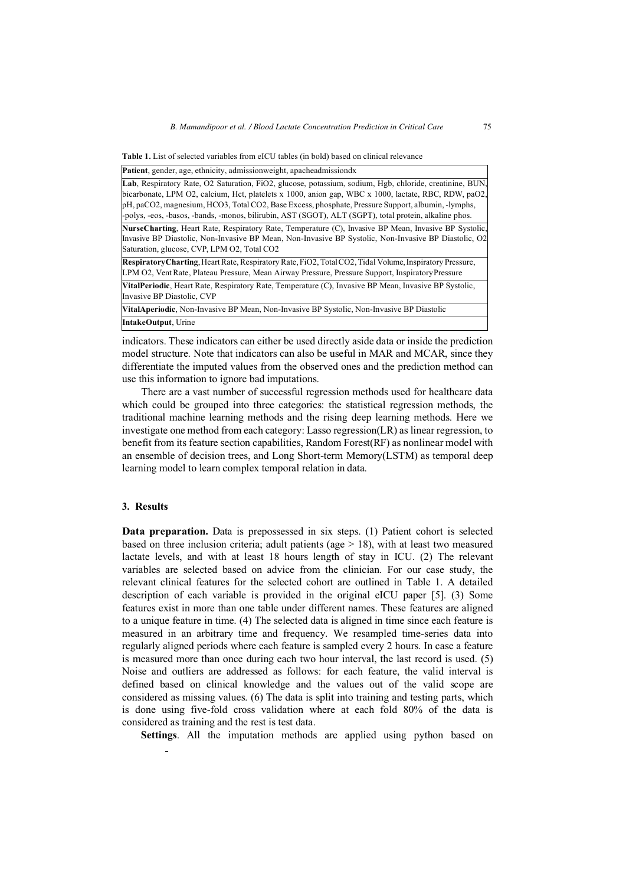**Table 1.** List of selected variables from eICU tables (in bold) based on clinical relevance

| |
|---|
| **Patient**, gender, age, ethnicity, admissionweight, apacheadmissiondx |
| **Lab**, Respiratory Rate, O2 Saturation, FiO2, glucose, potassium, sodium, Hgb, chloride, creatinine, BUN, bicarbonate, LPM O2, calcium, Hct, platelets x 1000, anion gap, WBC x 1000, lactate, RBC, RDW, paO2, pH, paCO2, magnesium, HCO3, Total CO2, Base Excess, phosphate, Pressure Support, albumin, -lymphs, -polys, -eos, -basos, -bands, -monos, bilirubin, AST (SGOT), ALT (SGPT), total protein, alkaline phos. |
| **NurseCharting**, Heart Rate, Respiratory Rate, Temperature (C), Invasive BP Mean, Invasive BP Systolic, Invasive BP Diastolic, Non-Invasive BP Mean, Non-Invasive BP Systolic, Non-Invasive BP Diastolic, O2 Saturation, glucose, CVP, LPM O2, Total CO2 |
| **RespiratoryCharting**, Heart Rate, Respiratory Rate, FiO2, Total CO2, Tidal Volume, Inspiratory Pressure, LPM O2, Vent Rate, Plateau Pressure, Mean Airway Pressure, Pressure Support, Inspiratory Pressure |
| **VitalPeriodic**, Heart Rate, Respiratory Rate, Temperature (C), Invasive BP Mean, Invasive BP Systolic, Invasive BP Diastolic, CVP |
| **VitalAperiodic**, Non-Invasive BP Mean, Non-Invasive BP Systolic, Non-Invasive BP Diastolic |
| **IntakeOutput**, Urine |

indicators. These indicators can either be used directly aside data or inside the prediction model structure. Note that indicators can also be useful in MAR and MCAR, since they differentiate the imputed values from the observed ones and the prediction method can use this information to ignore bad imputations.

There are a vast number of successful regression methods used for healthcare data which could be grouped into three categories: the statistical regression methods, the traditional machine learning methods and the rising deep learning methods. Here we investigate one method from each category: Lasso regression(LR) as linear regression, to benefit from its feature section capabilities, Random Forest(RF) as nonlinear model with an ensemble of decision trees, and Long Short-term Memory(LSTM) as temporal deep learning model to learn complex temporal relation in data.

## 3. Results

**Data preparation.** Data is prepossessed in six steps. (1) Patient cohort is selected based on three inclusion criteria; adult patients (age > 18), with at least two measured lactate levels, and with at least 18 hours length of stay in ICU. (2) The relevant variables are selected based on advice from the clinician. For our case study, the relevant clinical features for the selected cohort are outlined in Table 1. A detailed description of each variable is provided in the original eICU paper [5]. (3) Some features exist in more than one table under different names. These features are aligned to a unique feature in time. (4) The selected data is aligned in time since each feature is measured in an arbitrary time and frequency. We resampled time-series data into regularly aligned periods where each feature is sampled every 2 hours. In case a feature is measured more than once during each two hour interval, the last record is used. (5) Noise and outliers are addressed as follows: for each feature, the valid interval is defined based on clinical knowledge and the values out of the valid scope are considered as missing values. (6) The data is split into training and testing parts, which is done using five-fold cross validation where at each fold 80% of the data is considered as training and the rest is test data.

**Settings**. All the imputation methods are applied using python based on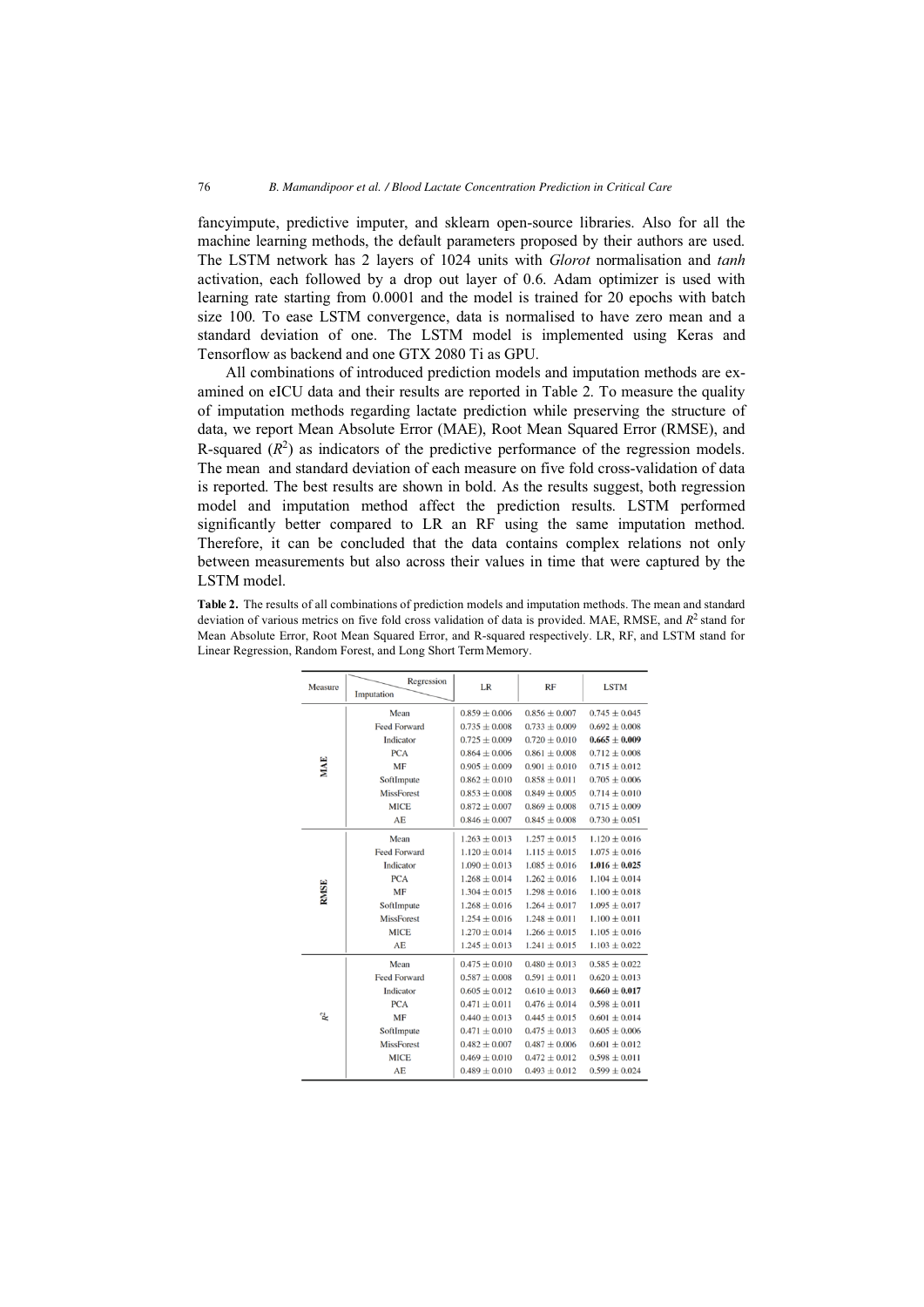fancyimpute, predictive imputer, and sklearn open-source libraries. Also for all the machine learning methods, the default parameters proposed by their authors are used. The LSTM network has 2 layers of 1024 units with *Glorot* normalisation and *tanh* activation, each followed by a drop out layer of 0.6. Adam optimizer is used with learning rate starting from 0.0001 and the model is trained for 20 epochs with batch size 100. To ease LSTM convergence, data is normalised to have zero mean and a standard deviation of one. The LSTM model is implemented using Keras and Tensorflow as backend and one GTX 2080 Ti as GPU.

All combinations of introduced prediction models and imputation methods are examined on eICU data and their results are reported in Table 2. To measure the quality of imputation methods regarding lactate prediction while preserving the structure of data, we report Mean Absolute Error (MAE), Root Mean Squared Error (RMSE), and R-squared ($R^2$) as indicators of the predictive performance of the regression models. The mean and standard deviation of each measure on five fold cross-validation of data is reported. The best results are shown in bold. As the results suggest, both regression model and imputation method affect the prediction results. LSTM performed significantly better compared to LR an RF using the same imputation method. Therefore, it can be concluded that the data contains complex relations not only between measurements but also across their values in time that were captured by the LSTM model.

**Table 2.** The results of all combinations of prediction models and imputation methods. The mean and standard deviation of various metrics on five fold cross validation of data is provided. MAE, RMSE, and $R^2$ stand for Mean Absolute Error, Root Mean Squared Error, and R-squared respectively. LR, RF, and LSTM stand for Linear Regression, Random Forest, and Long Short Term Memory.

| Measure | Imputation \ Regression | LR | RF | LSTM |
|---|---|---|---|---|
| MAE | Mean | $0.859 \pm 0.006$ | $0.856 \pm 0.007$ | $0.745 \pm 0.045$ |
| | Feed Forward | $0.735 \pm 0.008$ | $0.733 \pm 0.009$ | $0.692 \pm 0.008$ |
| | Indicator | $0.725 \pm 0.009$ | $0.720 \pm 0.010$ | $\mathbf{0.665 \pm 0.009}$ |
| | PCA | $0.864 \pm 0.006$ | $0.861 \pm 0.008$ | $0.712 \pm 0.008$ |
| | MF | $0.905 \pm 0.009$ | $0.901 \pm 0.010$ | $0.715 \pm 0.012$ |
| | SoftImpute | $0.862 \pm 0.010$ | $0.858 \pm 0.011$ | $0.705 \pm 0.006$ |
| | MissForest | $0.853 \pm 0.008$ | $0.849 \pm 0.005$ | $0.714 \pm 0.010$ |
| | MICE | $0.872 \pm 0.007$ | $0.869 \pm 0.008$ | $0.715 \pm 0.009$ |
| | AE | $0.846 \pm 0.007$ | $0.845 \pm 0.008$ | $0.730 \pm 0.051$ |
| RMSE | Mean | $1.263 \pm 0.013$ | $1.257 \pm 0.015$ | $1.120 \pm 0.016$ |
| | Feed Forward | $1.120 \pm 0.014$ | $1.115 \pm 0.015$ | $1.075 \pm 0.016$ |
| | Indicator | $1.090 \pm 0.013$ | $1.085 \pm 0.016$ | $\mathbf{1.016 \pm 0.025}$ |
| | PCA | $1.268 \pm 0.014$ | $1.262 \pm 0.016$ | $1.104 \pm 0.014$ |
| | MF | $1.304 \pm 0.015$ | $1.298 \pm 0.016$ | $1.100 \pm 0.018$ |
| | SoftImpute | $1.268 \pm 0.016$ | $1.264 \pm 0.017$ | $1.095 \pm 0.017$ |
| | MissForest | $1.254 \pm 0.016$ | $1.248 \pm 0.011$ | $1.100 \pm 0.011$ |
| | MICE | $1.270 \pm 0.014$ | $1.266 \pm 0.015$ | $1.105 \pm 0.016$ |
| | AE | $1.245 \pm 0.013$ | $1.241 \pm 0.015$ | $1.103 \pm 0.022$ |
| $R^2$ | Mean | $0.475 \pm 0.010$ | $0.480 \pm 0.013$ | $0.585 \pm 0.022$ |
| | Feed Forward | $0.587 \pm 0.008$ | $0.591 \pm 0.011$ | $0.620 \pm 0.013$ |
| | Indicator | $0.605 \pm 0.012$ | $0.610 \pm 0.013$ | $\mathbf{0.660 \pm 0.017}$ |
| | PCA | $0.471 \pm 0.011$ | $0.476 \pm 0.014$ | $0.598 \pm 0.011$ |
| | MF | $0.440 \pm 0.013$ | $0.445 \pm 0.015$ | $0.601 \pm 0.014$ |
| | SoftImpute | $0.471 \pm 0.010$ | $0.475 \pm 0.013$ | $0.605 \pm 0.006$ |
| | MissForest | $0.482 \pm 0.007$ | $0.487 \pm 0.006$ | $0.601 \pm 0.012$ |
| | MICE | $0.469 \pm 0.010$ | $0.472 \pm 0.012$ | $0.598 \pm 0.011$ |
| | AE | $0.489 \pm 0.010$ | $0.493 \pm 0.012$ | $0.599 \pm 0.024$ |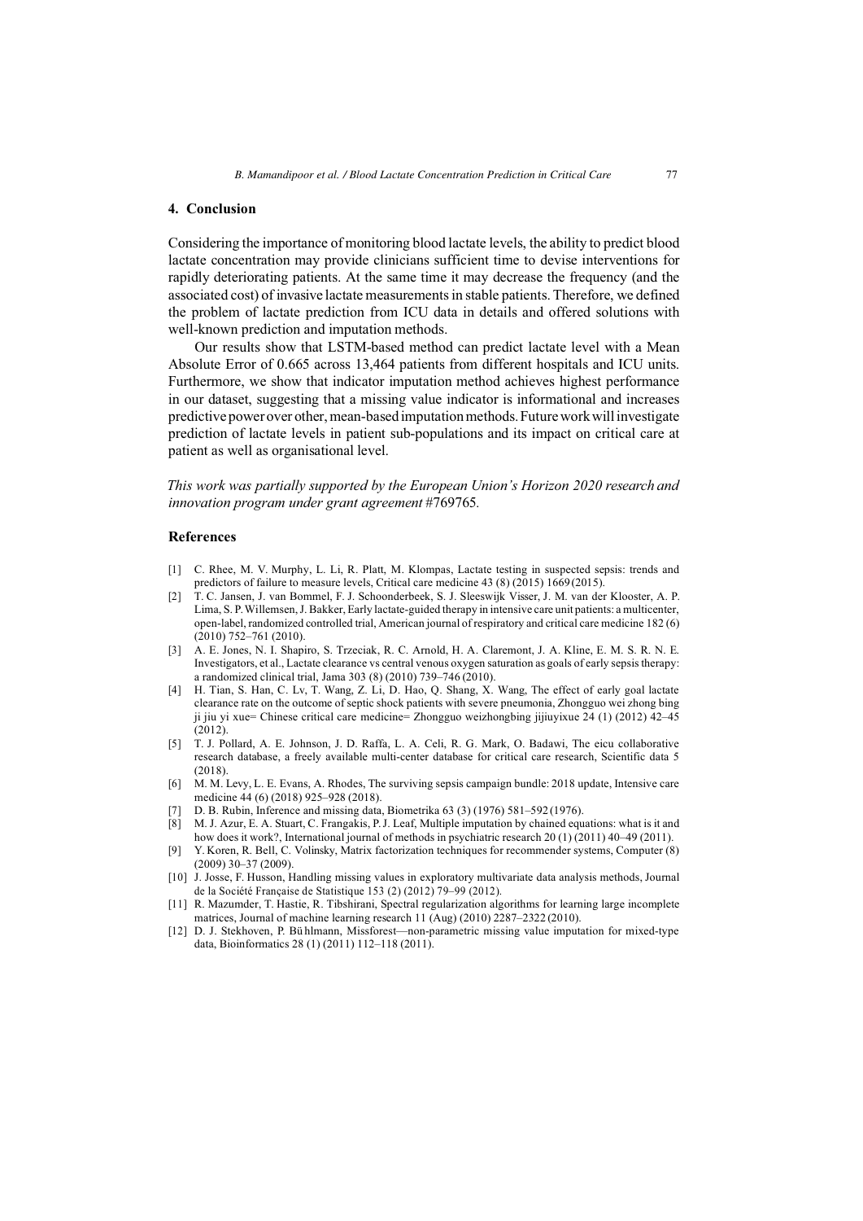## 4. Conclusion

Considering the importance of monitoring blood lactate levels, the ability to predict blood lactate concentration may provide clinicians sufficient time to devise interventions for rapidly deteriorating patients. At the same time it may decrease the frequency (and the associated cost) of invasive lactate measurements in stable patients. Therefore, we defined the problem of lactate prediction from ICU data in details and offered solutions with well-known prediction and imputation methods.

Our results show that LSTM-based method can predict lactate level with a Mean Absolute Error of 0.665 across 13,464 patients from different hospitals and ICU units. Furthermore, we show that indicator imputation method achieves highest performance in our dataset, suggesting that a missing value indicator is informational and increases predictive power over other, mean-based imputation methods. Future work will investigate prediction of lactate levels in patient sub-populations and its impact on critical care at patient as well as organisational level.

*This work was partially supported by the European Union's Horizon 2020 research and innovation program under grant agreement* #769765.

## References

[1] C. Rhee, M. V. Murphy, L. Li, R. Platt, M. Klompas, Lactate testing in suspected sepsis: trends and predictors of failure to measure levels, Critical care medicine 43 (8) (2015) 1669 (2015).

[2] T. C. Jansen, J. van Bommel, F. J. Schoonderbeek, S. J. Sleeswijk Visser, J. M. van der Klooster, A. P. Lima, S. P. Willemsen, J. Bakker, Early lactate-guided therapy in intensive care unit patients: a multicenter, open-label, randomized controlled trial, American journal of respiratory and critical care medicine 182 (6) (2010) 752–761 (2010).

[3] A. E. Jones, N. I. Shapiro, S. Trzeciak, R. C. Arnold, H. A. Claremont, J. A. Kline, E. M. S. R. N. E. Investigators, et al., Lactate clearance vs central venous oxygen saturation as goals of early sepsis therapy: a randomized clinical trial, Jama 303 (8) (2010) 739–746 (2010).

[4] H. Tian, S. Han, C. Lv, T. Wang, Z. Li, D. Hao, Q. Shang, X. Wang, The effect of early goal lactate clearance rate on the outcome of septic shock patients with severe pneumonia, Zhongguo wei zhong bing ji jiu yi xue= Chinese critical care medicine= Zhongguo weizhongbing jijiuyixue 24 (1) (2012) 42–45 (2012).

[5] T. J. Pollard, A. E. Johnson, J. D. Raffa, L. A. Celi, R. G. Mark, O. Badawi, The eicu collaborative research database, a freely available multi-center database for critical care research, Scientific data 5 (2018).

[6] M. M. Levy, L. E. Evans, A. Rhodes, The surviving sepsis campaign bundle: 2018 update, Intensive care medicine 44 (6) (2018) 925–928 (2018).

[7] D. B. Rubin, Inference and missing data, Biometrika 63 (3) (1976) 581–592 (1976).

[8] M. J. Azur, E. A. Stuart, C. Frangakis, P. J. Leaf, Multiple imputation by chained equations: what is it and how does it work?, International journal of methods in psychiatric research 20 (1) (2011) 40–49 (2011).

[9] Y. Koren, R. Bell, C. Volinsky, Matrix factorization techniques for recommender systems, Computer (8) (2009) 30–37 (2009).

[10] J. Josse, F. Husson, Handling missing values in exploratory multivariate data analysis methods, Journal de la Société Française de Statistique 153 (2) (2012) 79–99 (2012).

[11] R. Mazumder, T. Hastie, R. Tibshirani, Spectral regularization algorithms for learning large incomplete matrices, Journal of machine learning research 11 (Aug) (2010) 2287–2322 (2010).

[12] D. J. Stekhoven, P. Bühlmann, Missforest—non-parametric missing value imputation for mixed-type data, Bioinformatics 28 (1) (2011) 112–118 (2011).